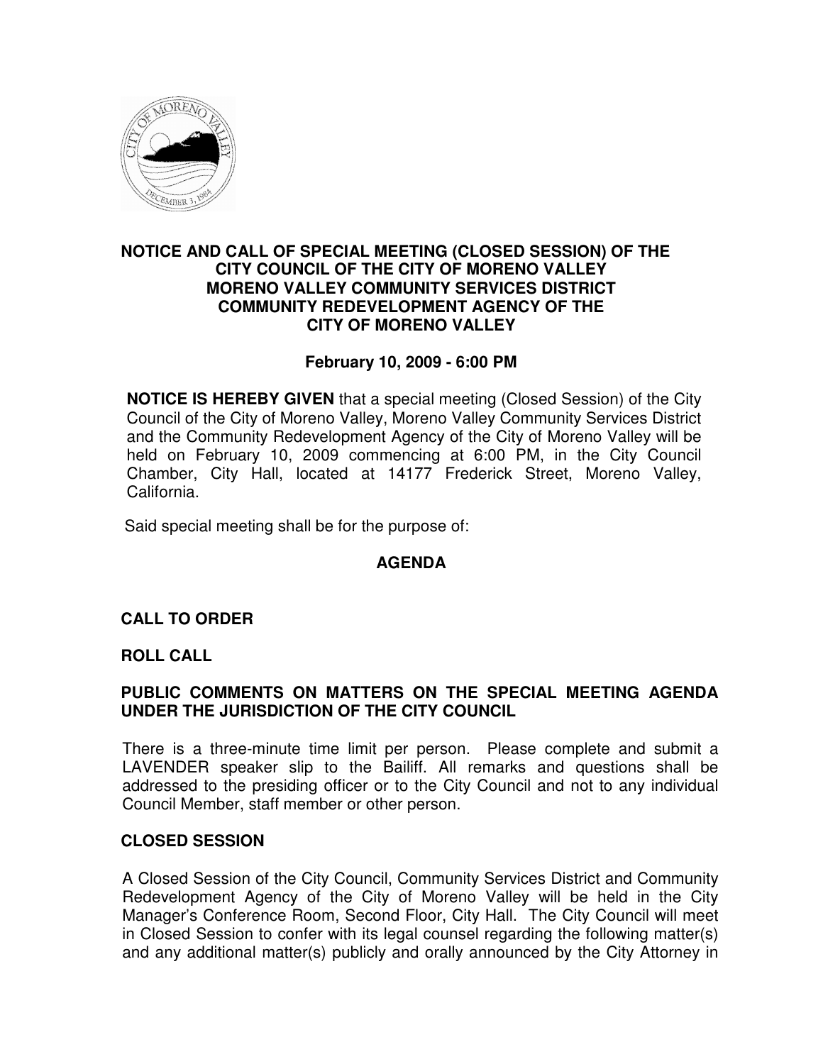# NOTICE AND CALL OF SPECIAL MEETING (CLOSED SESSION) OF THE CITY COUNCIL OF THE CITY OF MORENO VALLEY MORENO VALLEY COMMUNITY SERVICES DISTRICT COMMUNITY REDEVELOPMENT AGENCY OF THE CITY OF MORENO VALLEY

**February 10, 2009 - 6:00 PM**

**NOTICE IS HEREBY GIVEN** that a special meeting (Closed Session) of the City Council of the City of Moreno Valley, Moreno Valley Community Services District and the Community Redevelopment Agency of the City of Moreno Valley will be held on February 10, 2009 commencing at 6:00 PM, in the City Council Chamber, City Hall, located at 14177 Frederick Street, Moreno Valley, California.

Said special meeting shall be for the purpose of:

## AGENDA

**CALL TO ORDER**

**ROLL CALL**

**PUBLIC COMMENTS ON MATTERS ON THE SPECIAL MEETING AGENDA UNDER THE JURISDICTION OF THE CITY COUNCIL**

There is a three-minute time limit per person. Please complete and submit a LAVENDER speaker slip to the Bailiff. All remarks and questions shall be addressed to the presiding officer or to the City Council and not to any individual Council Member, staff member or other person.

**CLOSED SESSION**

A Closed Session of the City Council, Community Services District and Community Redevelopment Agency of the City of Moreno Valley will be held in the City Manager's Conference Room, Second Floor, City Hall. The City Council will meet in Closed Session to confer with its legal counsel regarding the following matter(s) and any additional matter(s) publicly and orally announced by the City Attorney in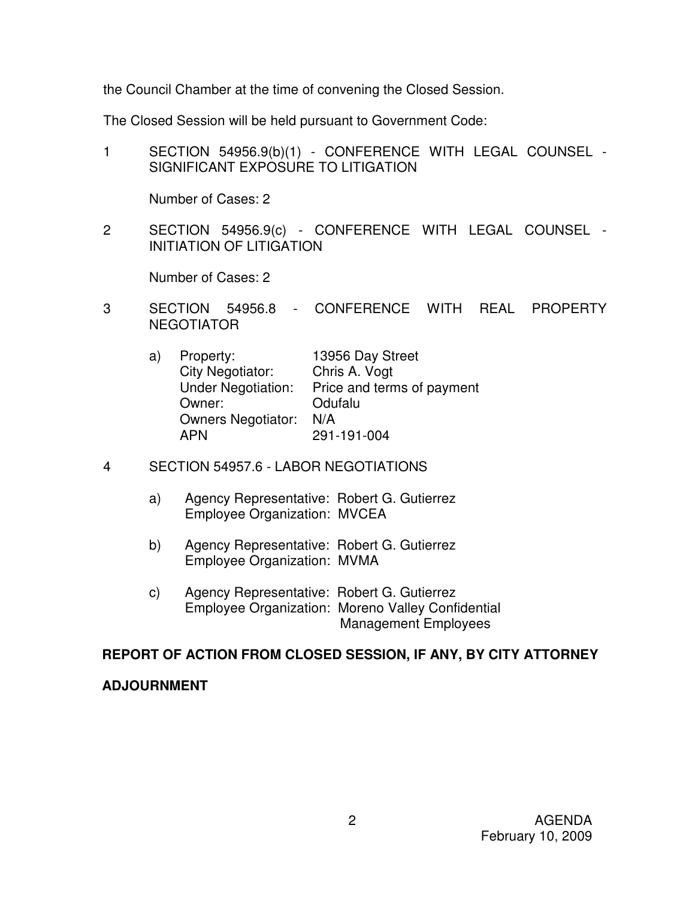the Council Chamber at the time of convening the Closed Session.

The Closed Session will be held pursuant to Government Code:

1. SECTION 54956.9(b)(1) - CONFERENCE WITH LEGAL COUNSEL - SIGNIFICANT EXPOSURE TO LITIGATION

   Number of Cases: 2

2. SECTION 54956.9(c) - CONFERENCE WITH LEGAL COUNSEL - INITIATION OF LITIGATION

   Number of Cases: 2

3. SECTION 54956.8 - CONFERENCE WITH REAL PROPERTY NEGOTIATOR

   a) Property: 13956 Day Street
      City Negotiator: Chris A. Vogt
      Under Negotiation: Price and terms of payment
      Owner: Odufalu
      Owners Negotiator: N/A
      APN 291-191-004

4. SECTION 54957.6 - LABOR NEGOTIATIONS

   a) Agency Representative: Robert G. Gutierrez
      Employee Organization: MVCEA

   b) Agency Representative: Robert G. Gutierrez
      Employee Organization: MVMA

   c) Agency Representative: Robert G. Gutierrez
      Employee Organization: Moreno Valley Confidential Management Employees

**REPORT OF ACTION FROM CLOSED SESSION, IF ANY, BY CITY ATTORNEY**

**ADJOURNMENT**